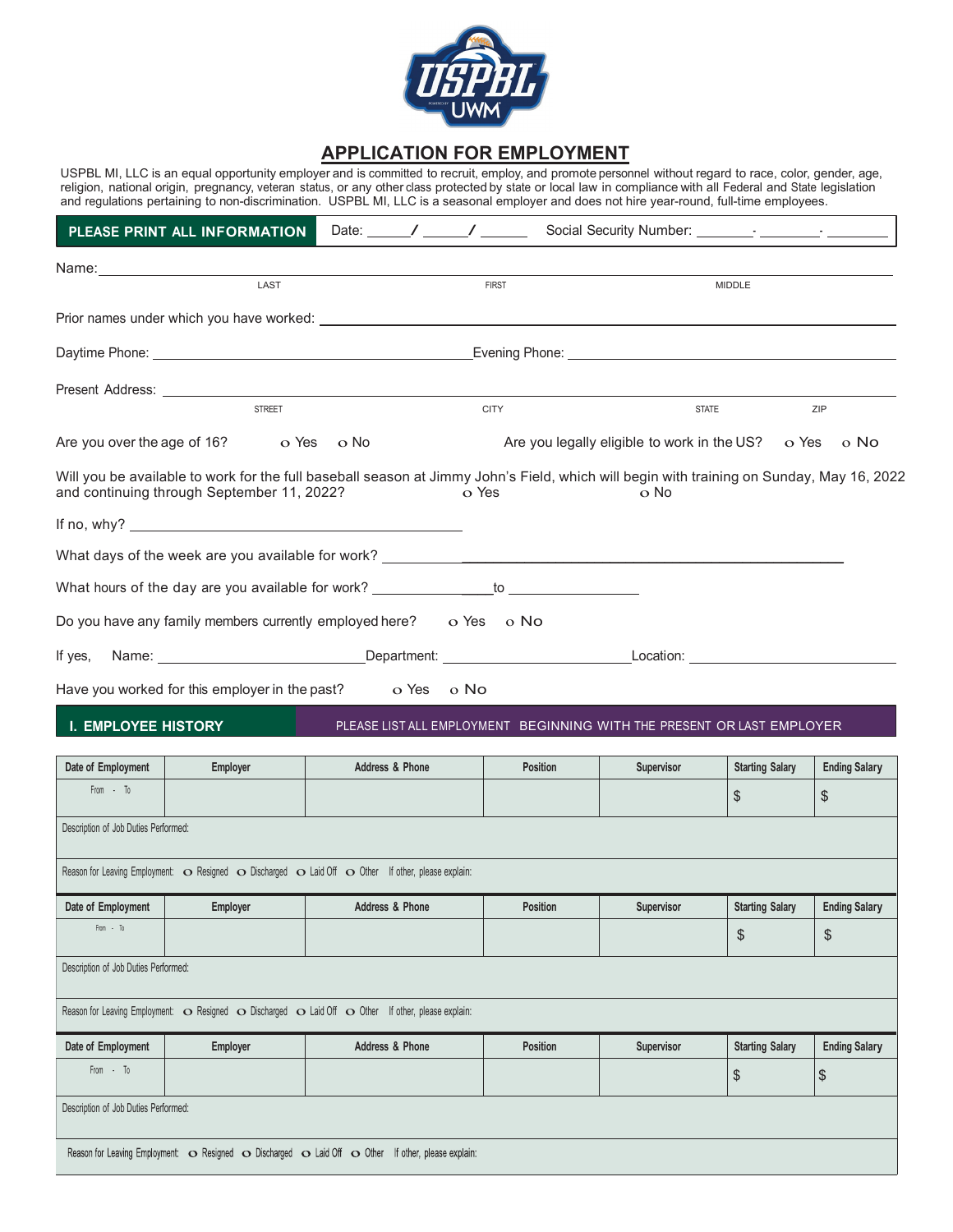# APPLICATION FOR EMPLOYMENT

USPBL MI, LLC is an equal opportunity employer and is committed to recruit, employ, and promote personnel without regard to race, color, gender, age, religion, national origin, pregnancy, veteran status, or any other class protected by state or local law in compliance with all Federal and State legislation and regulations pertaining to non-discrimination. USPBL MI, LLC is a seasonal employer and does not hire year-round, full-time employees.

**PLEASE PRINT ALL INFORMATION** Date: _____/_____/______ Social Security Number: _______-________-________

Name: ______________________________________________________________
LAST FIRST MIDDLE

Prior names under which you have worked: ______________________________

Daytime Phone: ______________________ Evening Phone: ______________________

Present Address: ______________________________________________________
STREET CITY STATE ZIP

Are you over the age of 16? o Yes o No Are you legally eligible to work in the US? o Yes o No

Will you be available to work for the full baseball season at Jimmy John's Field, which will begin with training on Sunday, May 16, 2022 and continuing through September 11, 2022? o Yes o No

If no, why? ______________________________

What days of the week are you available for work? ______________________________

What hours of the day are you available for work? _______________to ________________

Do you have any family members currently employed here? o Yes o No

If yes, Name: ____________________ Department: ____________________ Location: ____________________

Have you worked for this employer in the past? o Yes o No

## I. EMPLOYEE HISTORY

PLEASE LIST ALL EMPLOYMENT BEGINNING WITH THE PRESENT OR LAST EMPLOYER

| Date of Employment | Employer | Address & Phone | Position | Supervisor | Starting Salary | Ending Salary |
|---|---|---|---|---|---|---|
| From - To | | | | | $ | $ |

Description of Job Duties Performed:

Reason for Leaving Employment: o Resigned o Discharged o Laid Off o Other If other, please explain:

| Date of Employment | Employer | Address & Phone | Position | Supervisor | Starting Salary | Ending Salary |
|---|---|---|---|---|---|---|
| From - To | | | | | $ | $ |

Description of Job Duties Performed:

Reason for Leaving Employment: o Resigned o Discharged o Laid Off o Other If other, please explain:

| Date of Employment | Employer | Address & Phone | Position | Supervisor | Starting Salary | Ending Salary |
|---|---|---|---|---|---|---|
| From - To | | | | | $ | $ |

Description of Job Duties Performed:

Reason for Leaving Employment: o Resigned o Discharged o Laid Off o Other If other, please explain: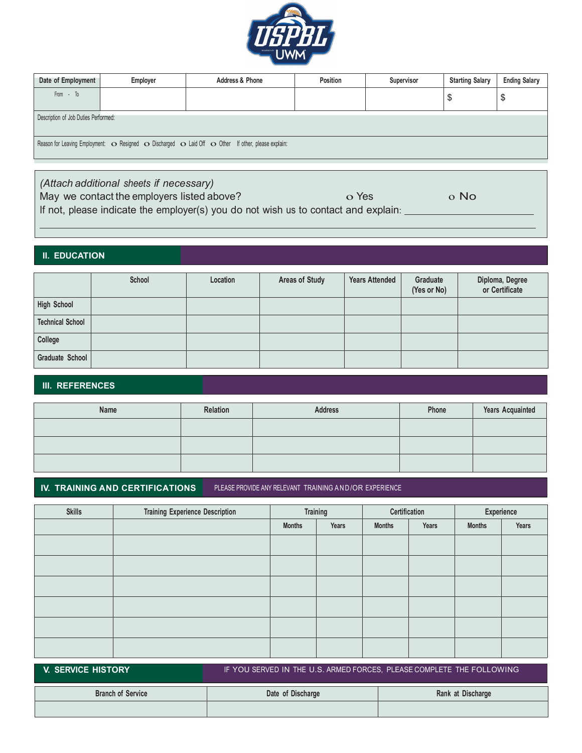| Date of Employment | Employer | Address & Phone | Position | Supervisor | Starting Salary | Ending Salary |
|---|---|---|---|---|---|---|
| From - To | | | | | $ | $ |

Description of Job Duties Performed:

Reason for Leaving Employment: o Resigned o Discharged o Laid Off o Other If other, please explain:

*(Attach additional sheets if necessary)*

May we contact the employers listed above? o Yes o No

If not, please indicate the employer(s) you do not wish us to contact and explain: ____________________

________________________________________________________________________________

## II. EDUCATION

| | School | Location | Areas of Study | Years Attended | Graduate (Yes or No) | Diploma, Degree or Certificate |
|---|---|---|---|---|---|---|
| High School | | | | | | |
| Technical School | | | | | | |
| College | | | | | | |
| Graduate School | | | | | | |

## III. REFERENCES

| Name | Relation | Address | Phone | Years Acquainted |
|---|---|---|---|---|
| | | | | |
| | | | | |
| | | | | |

## IV. TRAINING AND CERTIFICATIONS

PLEASE PROVIDE ANY RELEVANT TRAINING AND/OR EXPERIENCE

| Skills | Training Experience Description | Training | | Certification | | Experience | |
|---|---|---|---|---|---|---|---|
| | | Months | Years | Months | Years | Months | Years |
| | | | | | | | |
| | | | | | | | |
| | | | | | | | |
| | | | | | | | |
| | | | | | | | |
| | | | | | | | |

## V. SERVICE HISTORY

IF YOU SERVED IN THE U.S. ARMED FORCES, PLEASE COMPLETE THE FOLLOWING

| Branch of Service | Date of Discharge | Rank at Discharge |
|---|---|---|
| | | |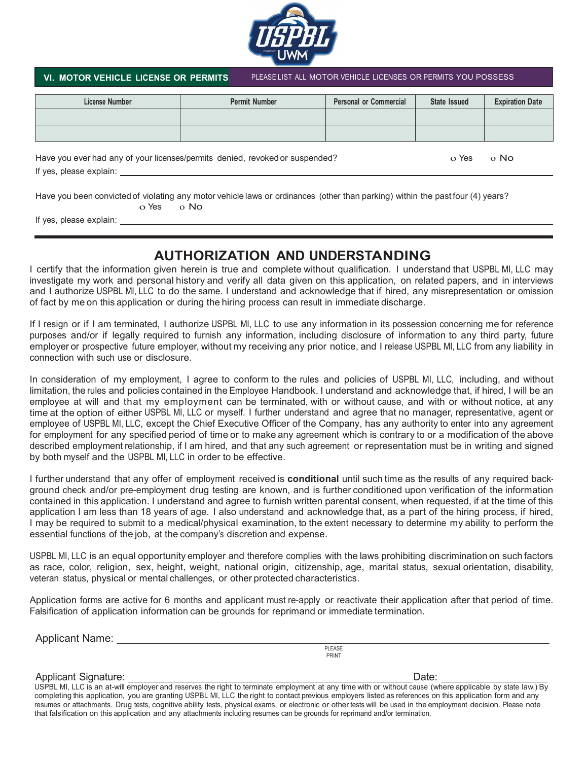## VI. MOTOR VEHICLE LICENSE OR PERMITS

PLEASE LIST ALL MOTOR VEHICLE LICENSES OR PERMITS YOU POSSESS

| License Number | Permit Number | Personal or Commercial | State Issued | Expiration Date |
|---|---|---|---|---|
| | | | | |
| | | | | |

Have you ever had any of your licenses/permits denied, revoked or suspended? o Yes o No

If yes, please explain: ______________________________

Have you been convicted of violating any motor vehicle laws or ordinances (other than parking) within the past four (4) years? o Yes o No

If yes, please explain: ______________________________

## AUTHORIZATION AND UNDERSTANDING

I certify that the information given herein is true and complete without qualification. I understand that USPBL MI, LLC may investigate my work and personal history and verify all data given on this application, on related papers, and in interviews and I authorize USPBL MI, LLC to do the same. I understand and acknowledge that if hired, any misrepresentation or omission of fact by me on this application or during the hiring process can result in immediate discharge.

If I resign or if I am terminated, I authorize USPBL MI, LLC to use any information in its possession concerning me for reference purposes and/or if legally required to furnish any information, including disclosure of information to any third party, future employer or prospective future employer, without my receiving any prior notice, and I release USPBL MI, LLC from any liability in connection with such use or disclosure.

In consideration of my employment, I agree to conform to the rules and policies of USPBL MI, LLC, including, and without limitation, the rules and policies contained in the Employee Handbook. I understand and acknowledge that, if hired, I will be an employee at will and that my employment can be terminated, with or without cause, and with or without notice, at any time at the option of either USPBL MI, LLC or myself. I further understand and agree that no manager, representative, agent or employee of USPBL MI, LLC, except the Chief Executive Officer of the Company, has any authority to enter into any agreement for employment for any specified period of time or to make any agreement which is contrary to or a modification of the above described employment relationship, if I am hired, and that any such agreement or representation must be in writing and signed by both myself and the USPBL MI, LLC in order to be effective.

I further understand that any offer of employment received is **conditional** until such time as the results of any required background check and/or pre-employment drug testing are known, and is further conditioned upon verification of the information contained in this application. I understand and agree to furnish written parental consent, when requested, if at the time of this application I am less than 18 years of age. I also understand and acknowledge that, as a part of the hiring process, if hired, I may be required to submit to a medical/physical examination, to the extent necessary to determine my ability to perform the essential functions of the job, at the company's discretion and expense.

USPBL MI, LLC is an equal opportunity employer and therefore complies with the laws prohibiting discrimination on such factors as race, color, religion, sex, height, weight, national origin, citizenship, age, marital status, sexual orientation, disability, veteran status, physical or mental challenges, or other protected characteristics.

Application forms are active for 6 months and applicant must re-apply or reactivate their application after that period of time. Falsification of application information can be grounds for reprimand or immediate termination.

Applicant Name: ______________________________
PLEASE PRINT

Applicant Signature: ______________________________ Date: ______________

USPBL MI, LLC is an at-will employer and reserves the right to terminate employment at any time with or without cause (where applicable by state law.) By completing this application, you are granting USPBL MI, LLC the right to contact previous employers listed as references on this application form and any resumes or attachments. Drug tests, cognitive ability tests, physical exams, or electronic or other tests will be used in the employment decision. Please note that falsification on this application and any attachments including resumes can be grounds for reprimand and/or termination.